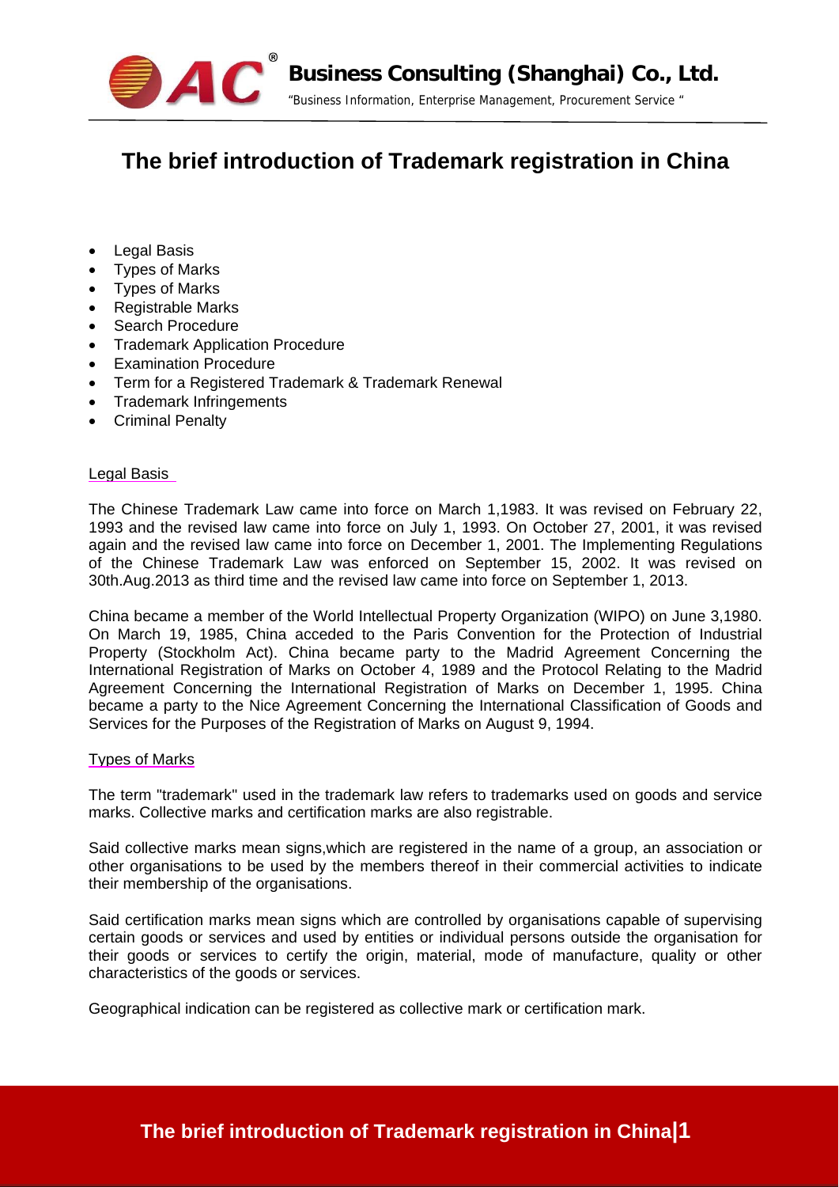# The brief introduction of Trademark registration in China

- Legal Basis
- Types of Marks
- Types of Marks
- Registrable Marks
- Search Procedure
- Trademark Application Procedure
- Examination Procedure
- Term for a Registered Trademark & Trademark Renewal
- Trademark Infringements
- Criminal Penalty

## Legal Basis

The Chinese Trademark Law came into force on March 1,1983. It was revised on February 22, 1993 and the revised law came into force on July 1, 1993. On October 27, 2001, it was revised again and the revised law came into force on December 1, 2001. The Implementing Regulations of the Chinese Trademark Law was enforced on September 15, 2002. It was revised on 30th.Aug.2013 as third time and the revised law came into force on September 1, 2013.

China became a member of the World Intellectual Property Organization (WIPO) on June 3,1980. On March 19, 1985, China acceded to the Paris Convention for the Protection of Industrial Property (Stockholm Act). China became party to the Madrid Agreement Concerning the International Registration of Marks on October 4, 1989 and the Protocol Relating to the Madrid Agreement Concerning the International Registration of Marks on December 1, 1995. China became a party to the Nice Agreement Concerning the International Classification of Goods and Services for the Purposes of the Registration of Marks on August 9, 1994.

## Types of Marks

The term "trademark" used in the trademark law refers to trademarks used on goods and service marks. Collective marks and certification marks are also registrable.

Said collective marks mean signs,which are registered in the name of a group, an association or other organisations to be used by the members thereof in their commercial activities to indicate their membership of the organisations.

Said certification marks mean signs which are controlled by organisations capable of supervising certain goods or services and used by entities or individual persons outside the organisation for their goods or services to certify the origin, material, mode of manufacture, quality or other characteristics of the goods or services.

Geographical indication can be registered as collective mark or certification mark.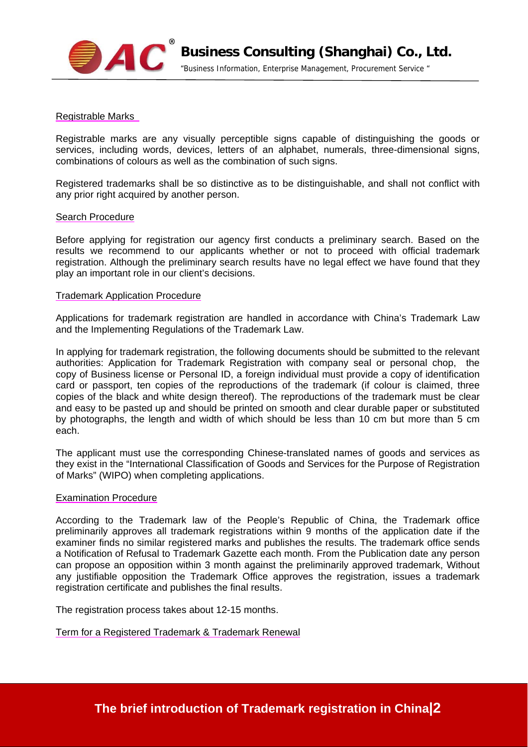## Registrable Marks

Registrable marks are any visually perceptible signs capable of distinguishing the goods or services, including words, devices, letters of an alphabet, numerals, three-dimensional signs, combinations of colours as well as the combination of such signs.

Registered trademarks shall be so distinctive as to be distinguishable, and shall not conflict with any prior right acquired by another person.

## Search Procedure

Before applying for registration our agency first conducts a preliminary search. Based on the results we recommend to our applicants whether or not to proceed with official trademark registration. Although the preliminary search results have no legal effect we have found that they play an important role in our client's decisions.

## Trademark Application Procedure

Applications for trademark registration are handled in accordance with China's Trademark Law and the Implementing Regulations of the Trademark Law.

In applying for trademark registration, the following documents should be submitted to the relevant authorities: Application for Trademark Registration with company seal or personal chop, the copy of Business license or Personal ID, a foreign individual must provide a copy of identification card or passport, ten copies of the reproductions of the trademark (if colour is claimed, three copies of the black and white design thereof). The reproductions of the trademark must be clear and easy to be pasted up and should be printed on smooth and clear durable paper or substituted by photographs, the length and width of which should be less than 10 cm but more than 5 cm each.

The applicant must use the corresponding Chinese-translated names of goods and services as they exist in the "International Classification of Goods and Services for the Purpose of Registration of Marks" (WIPO) when completing applications.

## Examination Procedure

According to the Trademark law of the People's Republic of China, the Trademark office preliminarily approves all trademark registrations within 9 months of the application date if the examiner finds no similar registered marks and publishes the results. The trademark office sends a Notification of Refusal to Trademark Gazette each month. From the Publication date any person can propose an opposition within 3 month against the preliminarily approved trademark, Without any justifiable opposition the Trademark Office approves the registration, issues a trademark registration certificate and publishes the final results.

The registration process takes about 12-15 months.

## Term for a Registered Trademark & Trademark Renewal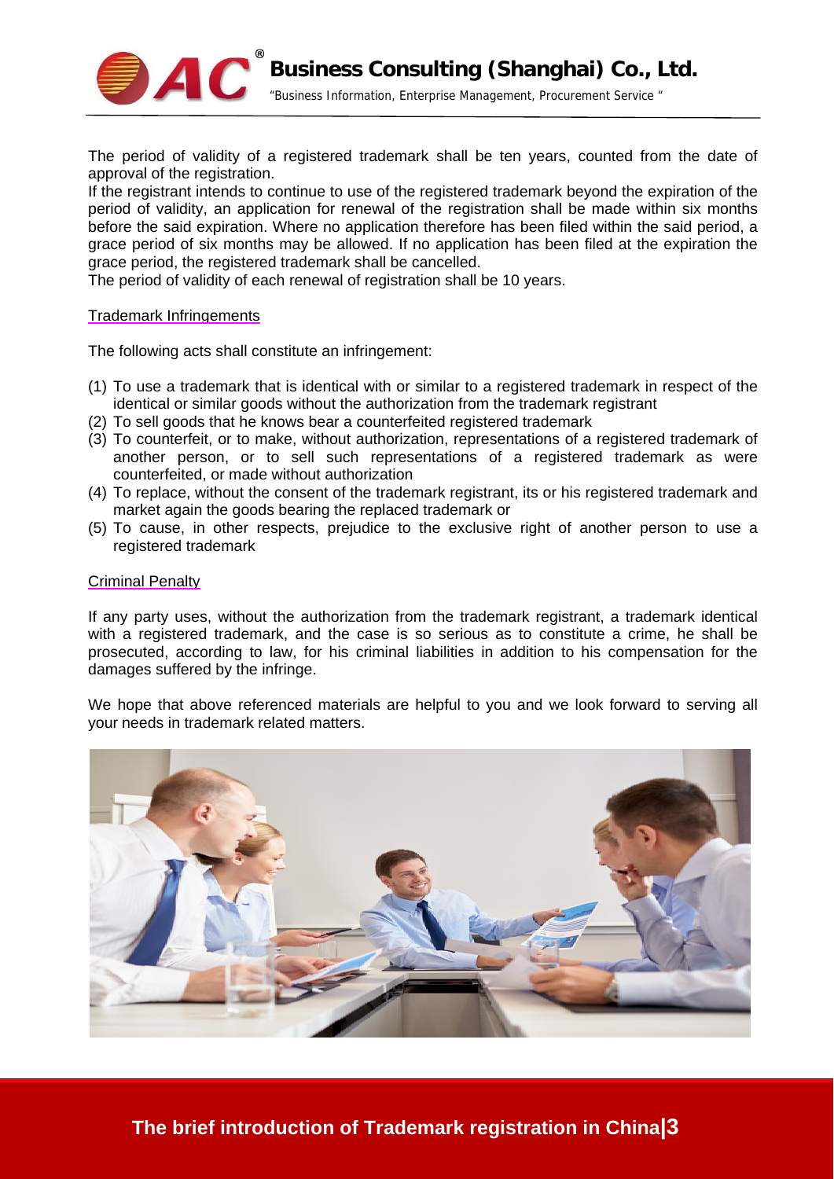The period of validity of a registered trademark shall be ten years, counted from the date of approval of the registration.

If the registrant intends to continue to use of the registered trademark beyond the expiration of the period of validity, an application for renewal of the registration shall be made within six months before the said expiration. Where no application therefore has been filed within the said period, a grace period of six months may be allowed. If no application has been filed at the expiration the grace period, the registered trademark shall be cancelled.

The period of validity of each renewal of registration shall be 10 years.

## Trademark Infringements

The following acts shall constitute an infringement:

(1) To use a trademark that is identical with or similar to a registered trademark in respect of the identical or similar goods without the authorization from the trademark registrant
(2) To sell goods that he knows bear a counterfeited registered trademark
(3) To counterfeit, or to make, without authorization, representations of a registered trademark of another person, or to sell such representations of a registered trademark as were counterfeited, or made without authorization
(4) To replace, without the consent of the trademark registrant, its or his registered trademark and market again the goods bearing the replaced trademark or
(5) To cause, in other respects, prejudice to the exclusive right of another person to use a registered trademark

## Criminal Penalty

If any party uses, without the authorization from the trademark registrant, a trademark identical with a registered trademark, and the case is so serious as to constitute a crime, he shall be prosecuted, according to law, for his criminal liabilities in addition to his compensation for the damages suffered by the infringe.

We hope that above referenced materials are helpful to you and we look forward to serving all your needs in trademark related matters.